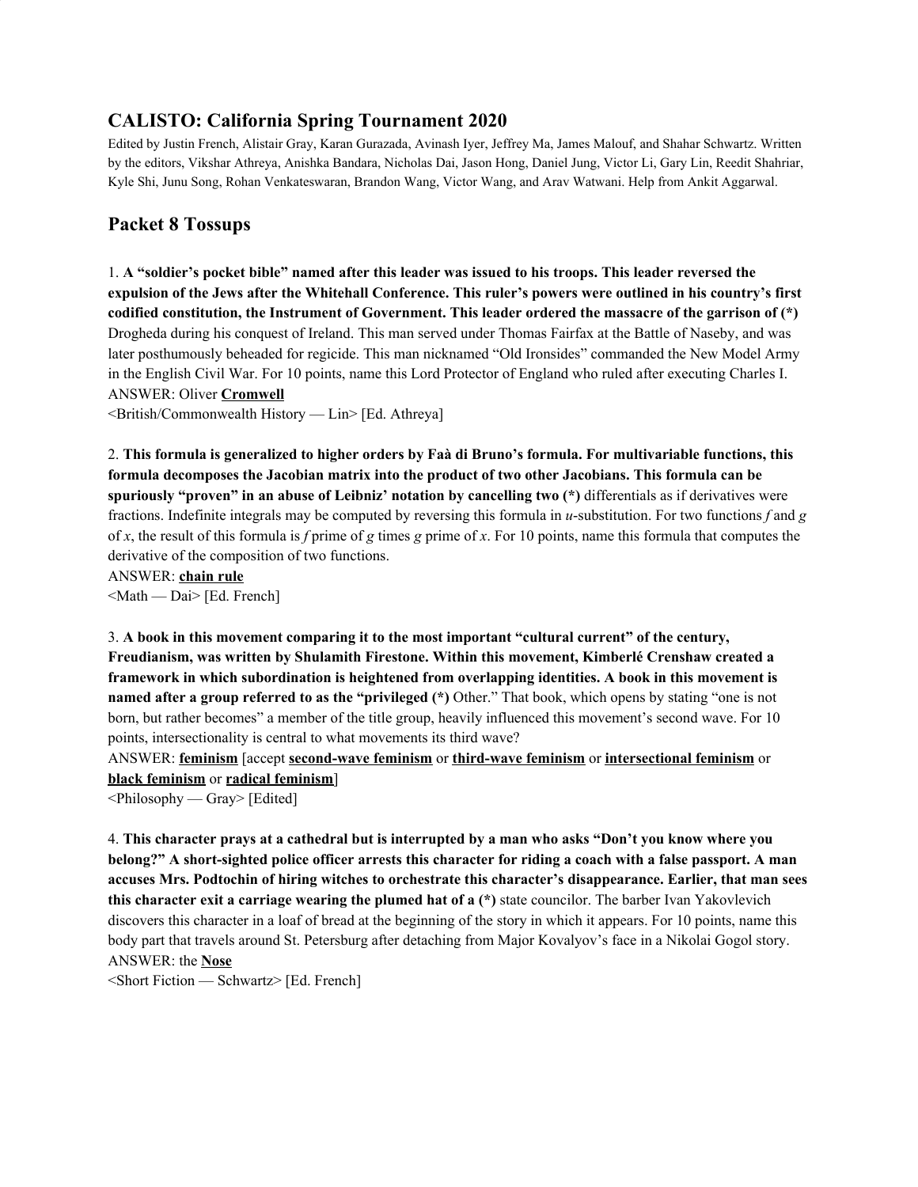## CALISTO: California Spring Tournament 2020

Edited by Justin French, Alistair Gray, Karan Gurazada, Avinash Iyer, Jeffrey Ma, James Malouf, and Shahar Schwartz. Written by the editors, Vikshar Athreya, Anishka Bandara, Nicholas Dai, Jason Hong, Daniel Jung, Victor Li, Gary Lin, Reedit Shahriar, Kyle Shi, Junu Song, Rohan Venkateswaran, Brandon Wang, Victor Wang, and Arav Watwani. Help from Ankit Aggarwal.

## Packet 8 Tossups

1. **A "soldier's pocket bible" named after this leader was issued to his troops. This leader reversed the expulsion of the Jews after the Whitehall Conference. This ruler's powers were outlined in his country's first codified constitution, the Instrument of Government. This leader ordered the massacre of the garrison of (*)** Drogheda during his conquest of Ireland. This man served under Thomas Fairfax at the Battle of Naseby, and was later posthumously beheaded for regicide. This man nicknamed "Old Ironsides" commanded the New Model Army in the English Civil War. For 10 points, name this Lord Protector of England who ruled after executing Charles I.
ANSWER: Oliver **Cromwell**
<British/Commonwealth History — Lin> [Ed. Athreya]

2. **This formula is generalized to higher orders by Faà di Bruno's formula. For multivariable functions, this formula decomposes the Jacobian matrix into the product of two other Jacobians. This formula can be spuriously "proven" in an abuse of Leibniz' notation by cancelling two (*)** differentials as if derivatives were fractions. Indefinite integrals may be computed by reversing this formula in *u*-substitution. For two functions *f* and *g* of *x*, the result of this formula is *f* prime of *g* times *g* prime of *x*. For 10 points, name this formula that computes the derivative of the composition of two functions.
ANSWER: **chain rule**
<Math — Dai> [Ed. French]

3. **A book in this movement comparing it to the most important "cultural current" of the century, Freudianism, was written by Shulamith Firestone. Within this movement, Kimberlé Crenshaw created a framework in which subordination is heightened from overlapping identities. A book in this movement is named after a group referred to as the "privileged (*)** Other." That book, which opens by stating "one is not born, but rather becomes" a member of the title group, heavily influenced this movement's second wave. For 10 points, intersectionality is central to what movements its third wave?
ANSWER: **feminism** [accept **second-wave feminism** or **third-wave feminism** or **intersectional feminism** or **black feminism** or **radical feminism**]
<Philosophy — Gray> [Edited]

4. **This character prays at a cathedral but is interrupted by a man who asks "Don't you know where you belong?" A short-sighted police officer arrests this character for riding a coach with a false passport. A man accuses Mrs. Podtochin of hiring witches to orchestrate this character's disappearance. Earlier, that man sees this character exit a carriage wearing the plumed hat of a (*)** state councilor. The barber Ivan Yakovlevich discovers this character in a loaf of bread at the beginning of the story in which it appears. For 10 points, name this body part that travels around St. Petersburg after detaching from Major Kovalyov's face in a Nikolai Gogol story.
ANSWER: the **Nose**
<Short Fiction — Schwartz> [Ed. French]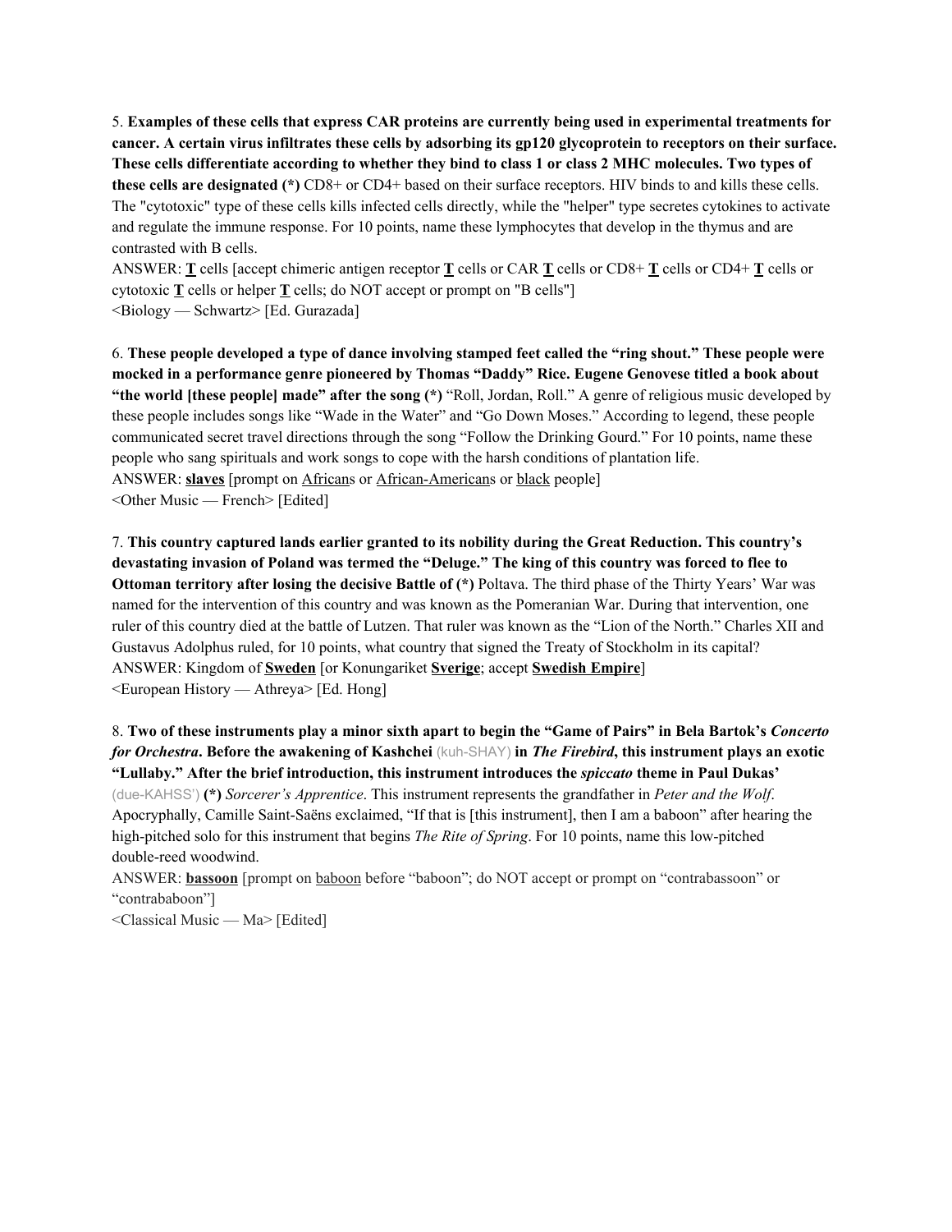5. **Examples of these cells that express CAR proteins are currently being used in experimental treatments for cancer. A certain virus infiltrates these cells by adsorbing its gp120 glycoprotein to receptors on their surface. These cells differentiate according to whether they bind to class 1 or class 2 MHC molecules. Two types of these cells are designated (*)** CD8+ or CD4+ based on their surface receptors. HIV binds to and kills these cells. The "cytotoxic" type of these cells kills infected cells directly, while the "helper" type secretes cytokines to activate and regulate the immune response. For 10 points, name these lymphocytes that develop in the thymus and are contrasted with B cells.

ANSWER: **<u>T</u>** cells [accept chimeric antigen receptor **<u>T</u>** cells or CAR **<u>T</u>** cells or CD8+ **<u>T</u>** cells or CD4+ **<u>T</u>** cells or cytotoxic **<u>T</u>** cells or helper **<u>T</u>** cells; do NOT accept or prompt on "B cells"]

<Biology — Schwartz> [Ed. Gurazada]

6. **These people developed a type of dance involving stamped feet called the "ring shout." These people were mocked in a performance genre pioneered by Thomas "Daddy" Rice. Eugene Genovese titled a book about "the world [these people] made" after the song (*)** "Roll, Jordan, Roll." A genre of religious music developed by these people includes songs like "Wade in the Water" and "Go Down Moses." According to legend, these people communicated secret travel directions through the song "Follow the Drinking Gourd." For 10 points, name these people who sang spirituals and work songs to cope with the harsh conditions of plantation life.

ANSWER: **<u>slaves</u>** [prompt on <u>African</u>s or <u>African-American</u>s or <u>black</u> people]

<Other Music — French> [Edited]

7. **This country captured lands earlier granted to its nobility during the Great Reduction. This country's devastating invasion of Poland was termed the "Deluge." The king of this country was forced to flee to Ottoman territory after losing the decisive Battle of (*)** Poltava. The third phase of the Thirty Years' War was named for the intervention of this country and was known as the Pomeranian War. During that intervention, one ruler of this country died at the battle of Lutzen. That ruler was known as the "Lion of the North." Charles XII and Gustavus Adolphus ruled, for 10 points, what country that signed the Treaty of Stockholm in its capital?

ANSWER: Kingdom of **<u>Sweden</u>** [or Konungariket **<u>Sverige</u>**; accept **<u>Swedish Empire</u>**]

<European History — Athreya> [Ed. Hong]

8. **Two of these instruments play a minor sixth apart to begin the "Game of Pairs" in Bela Bartok's *Concerto for Orchestra*. Before the awakening of Kashchei** (kuh-SHAY) **in *The Firebird*, this instrument plays an exotic "Lullaby." After the brief introduction, this instrument introduces the *spiccato* theme in Paul Dukas'** (due-KAHSS') **(*)** *Sorcerer's Apprentice*. This instrument represents the grandfather in *Peter and the Wolf*. Apocryphally, Camille Saint-Saëns exclaimed, "If that is [this instrument], then I am a baboon" after hearing the high-pitched solo for this instrument that begins *The Rite of Spring*. For 10 points, name this low-pitched double-reed woodwind.

ANSWER: **<u>bassoon</u>** [prompt on <u>baboon</u> before "baboon"; do NOT accept or prompt on "contrabassoon" or "contrababoon"]

<Classical Music — Ma> [Edited]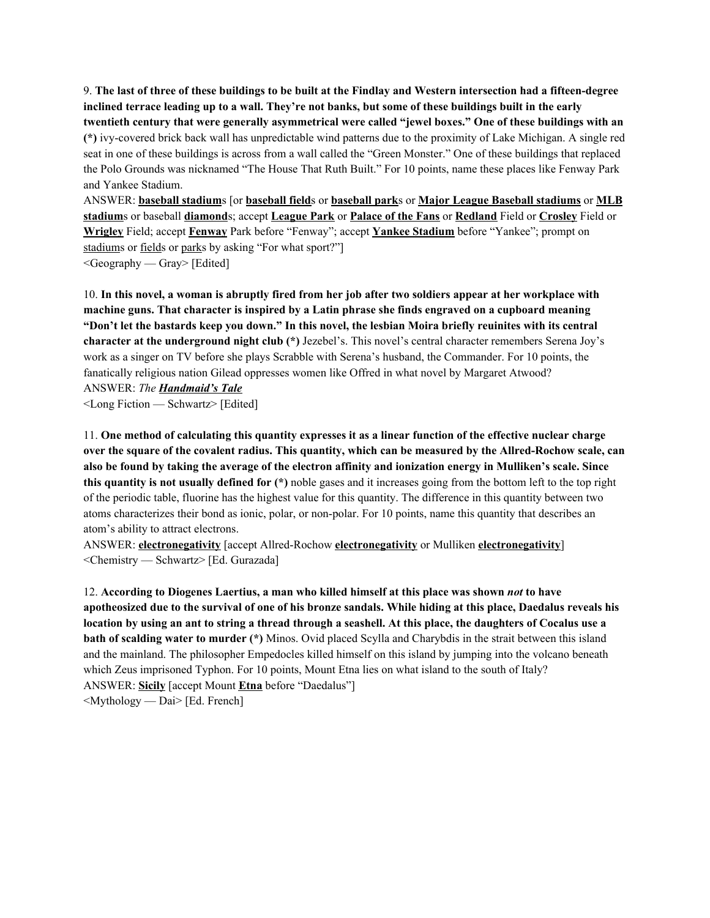9. **The last of three of these buildings to be built at the Findlay and Western intersection had a fifteen-degree inclined terrace leading up to a wall. They're not banks, but some of these buildings built in the early twentieth century that were generally asymmetrical were called "jewel boxes." One of these buildings with an (*)** ivy-covered brick back wall has unpredictable wind patterns due to the proximity of Lake Michigan. A single red seat in one of these buildings is across from a wall called the "Green Monster." One of these buildings that replaced the Polo Grounds was nicknamed "The House That Ruth Built." For 10 points, name these places like Fenway Park and Yankee Stadium.

ANSWER: **baseball stadium**s [or **baseball field**s or **baseball park**s or **Major League Baseball stadiums** or **MLB stadium**s or baseball **diamond**s; accept **League Park** or **Palace of the Fans** or **Redland** Field or **Crosley** Field or **Wrigley** Field; accept **Fenway** Park before "Fenway"; accept **Yankee Stadium** before "Yankee"; prompt on stadiums or fields or parks by asking "For what sport?"]

<Geography — Gray> [Edited]

10. **In this novel, a woman is abruptly fired from her job after two soldiers appear at her workplace with machine guns. That character is inspired by a Latin phrase she finds engraved on a cupboard meaning "Don't let the bastards keep you down." In this novel, the lesbian Moira briefly reuinites with its central character at the underground night club (*)** Jezebel's. This novel's central character remembers Serena Joy's work as a singer on TV before she plays Scrabble with Serena's husband, the Commander. For 10 points, the fanatically religious nation Gilead oppresses women like Offred in what novel by Margaret Atwood?

ANSWER: *The **Handmaid's Tale***

<Long Fiction — Schwartz> [Edited]

11. **One method of calculating this quantity expresses it as a linear function of the effective nuclear charge over the square of the covalent radius. This quantity, which can be measured by the Allred-Rochow scale, can also be found by taking the average of the electron affinity and ionization energy in Mulliken's scale. Since this quantity is not usually defined for (*)** noble gases and it increases going from the bottom left to the top right of the periodic table, fluorine has the highest value for this quantity. The difference in this quantity between two atoms characterizes their bond as ionic, polar, or non-polar. For 10 points, name this quantity that describes an atom's ability to attract electrons.

ANSWER: **electronegativity** [accept Allred-Rochow **electronegativity** or Mulliken **electronegativity**]

<Chemistry — Schwartz> [Ed. Gurazada]

12. **According to Diogenes Laertius, a man who killed himself at this place was shown *not* to have apotheosized due to the survival of one of his bronze sandals. While hiding at this place, Daedalus reveals his location by using an ant to string a thread through a seashell. At this place, the daughters of Cocalus use a bath of scalding water to murder (*)** Minos. Ovid placed Scylla and Charybdis in the strait between this island and the mainland. The philosopher Empedocles killed himself on this island by jumping into the volcano beneath which Zeus imprisoned Typhon. For 10 points, Mount Etna lies on what island to the south of Italy?

ANSWER: **Sicily** [accept Mount **Etna** before "Daedalus"]

<Mythology — Dai> [Ed. French]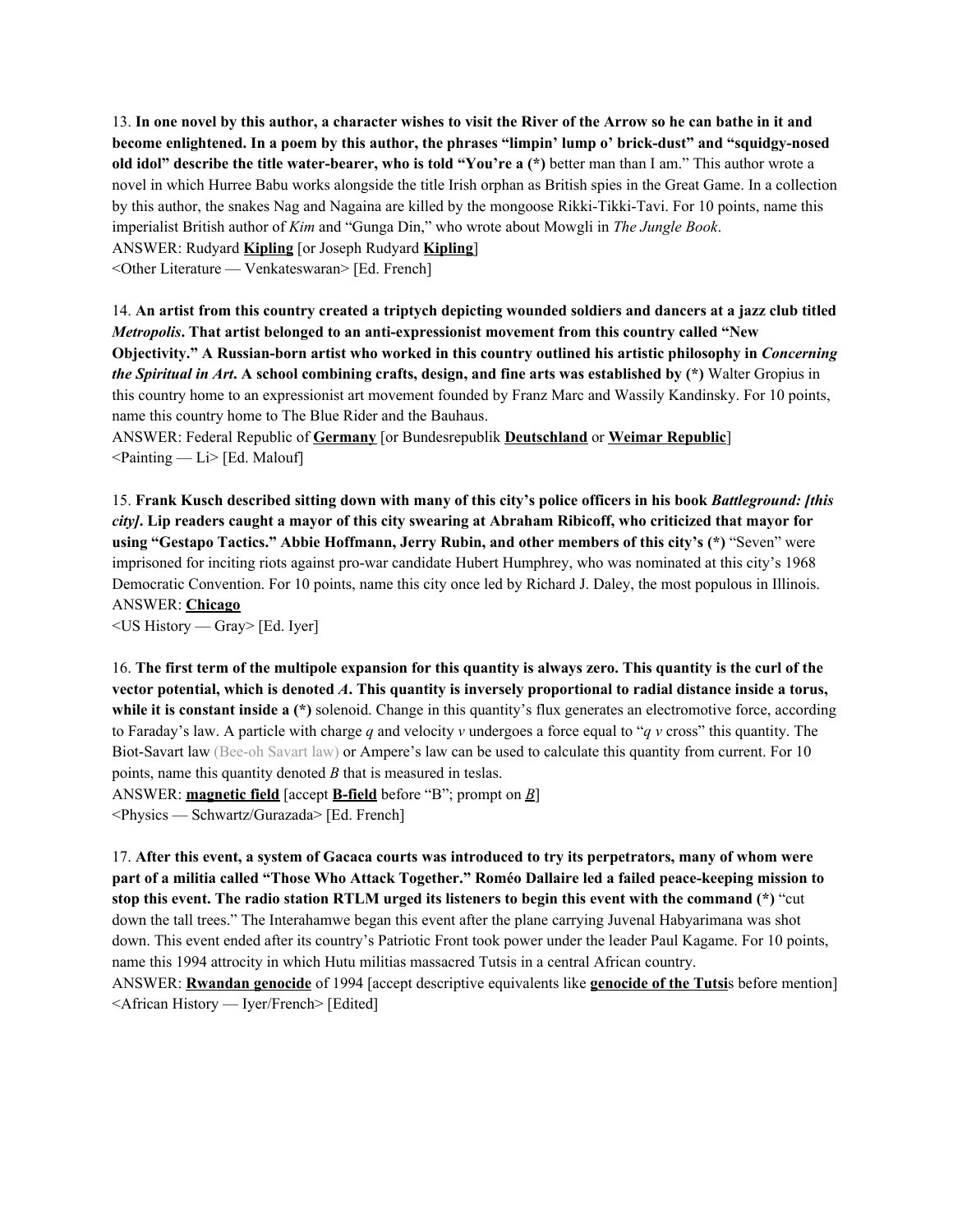13. **In one novel by this author, a character wishes to visit the River of the Arrow so he can bathe in it and become enlightened. In a poem by this author, the phrases "limpin' lump o' brick-dust" and "squidgy-nosed old idol" describe the title water-bearer, who is told "You're a (*)** better man than I am." This author wrote a novel in which Hurree Babu works alongside the title Irish orphan as British spies in the Great Game. In a collection by this author, the snakes Nag and Nagaina are killed by the mongoose Rikki-Tikki-Tavi. For 10 points, name this imperialist British author of *Kim* and "Gunga Din," who wrote about Mowgli in *The Jungle Book*.
ANSWER: Rudyard **Kipling** [or Joseph Rudyard **Kipling**]
<Other Literature — Venkateswaran> [Ed. French]

14. **An artist from this country created a triptych depicting wounded soldiers and dancers at a jazz club titled *Metropolis*. That artist belonged to an anti-expressionist movement from this country called "New Objectivity." A Russian-born artist who worked in this country outlined his artistic philosophy in *Concerning the Spiritual in Art*. A school combining crafts, design, and fine arts was established by (*)** Walter Gropius in this country home to an expressionist art movement founded by Franz Marc and Wassily Kandinsky. For 10 points, name this country home to The Blue Rider and the Bauhaus.
ANSWER: Federal Republic of **Germany** [or Bundesrepublik **Deutschland** or **Weimar Republic**]
<Painting — Li> [Ed. Malouf]

15. **Frank Kusch described sitting down with many of this city's police officers in his book *Battleground: [this city]*. Lip readers caught a mayor of this city swearing at Abraham Ribicoff, who criticized that mayor for using "Gestapo Tactics." Abbie Hoffmann, Jerry Rubin, and other members of this city's (*)** "Seven" were imprisoned for inciting riots against pro-war candidate Hubert Humphrey, who was nominated at this city's 1968 Democratic Convention. For 10 points, name this city once led by Richard J. Daley, the most populous in Illinois.
ANSWER: **Chicago**
<US History — Gray> [Ed. Iyer]

16. **The first term of the multipole expansion for this quantity is always zero. This quantity is the curl of the vector potential, which is denoted $A$. This quantity is inversely proportional to radial distance inside a torus, while it is constant inside a (*)** solenoid. Change in this quantity's flux generates an electromotive force, according to Faraday's law. A particle with charge $q$ and velocity $v$ undergoes a force equal to "$q$ $v$ cross" this quantity. The Biot-Savart law (Bee-oh Savart law) or Ampere's law can be used to calculate this quantity from current. For 10 points, name this quantity denoted $B$ that is measured in teslas.
ANSWER: **magnetic field** [accept **B-field** before "B"; prompt on ***B***]
<Physics — Schwartz/Gurazada> [Ed. French]

17. **After this event, a system of Gacaca courts was introduced to try its perpetrators, many of whom were part of a militia called "Those Who Attack Together." Roméo Dallaire led a failed peace-keeping mission to stop this event. The radio station RTLM urged its listeners to begin this event with the command (*)** "cut down the tall trees." The Interahamwe began this event after the plane carrying Juvenal Habyarimana was shot down. This event ended after its country's Patriotic Front took power under the leader Paul Kagame. For 10 points, name this 1994 attrocity in which Hutu militias massacred Tutsis in a central African country.
ANSWER: **Rwandan genocide** of 1994 [accept descriptive equivalents like **genocide of the Tutsi**s before mention]
<African History — Iyer/French> [Edited]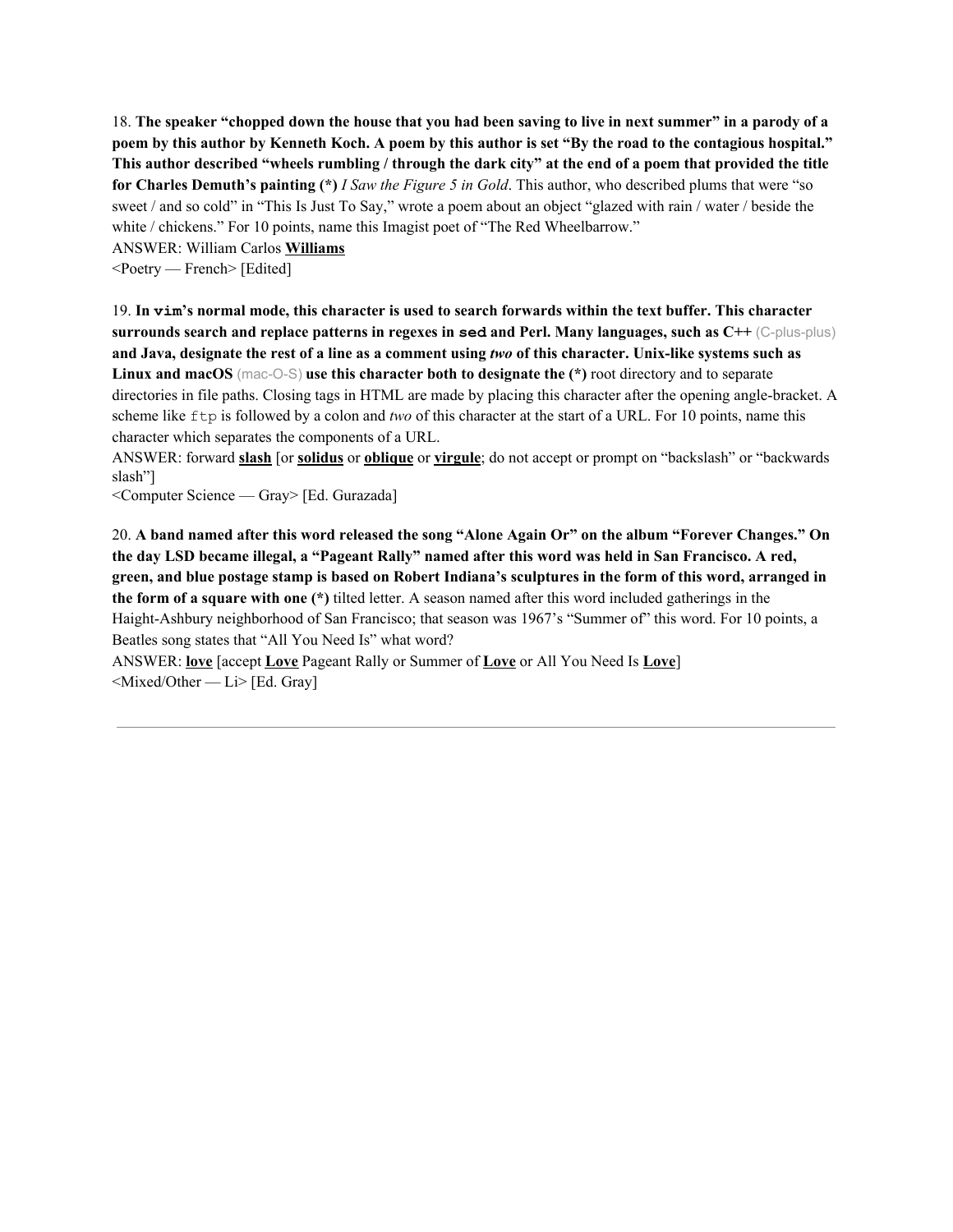18. **The speaker "chopped down the house that you had been saving to live in next summer" in a parody of a poem by this author by Kenneth Koch. A poem by this author is set "By the road to the contagious hospital." This author described "wheels rumbling / through the dark city" at the end of a poem that provided the title for Charles Demuth's painting (*)** *I Saw the Figure 5 in Gold*. This author, who described plums that were "so sweet / and so cold" in "This Is Just To Say," wrote a poem about an object "glazed with rain / water / beside the white / chickens." For 10 points, name this Imagist poet of "The Red Wheelbarrow."

ANSWER: William Carlos **Williams**

<Poetry — French> [Edited]

19. **In `vim`'s normal mode, this character is used to search forwards within the text buffer. This character surrounds search and replace patterns in regexes in `sed` and Perl. Many languages, such as C++** (C-plus-plus) **and Java, designate the rest of a line as a comment using *two* of this character. Unix-like systems such as Linux and macOS** (mac-O-S) **use this character both to designate the (*)** root directory and to separate directories in file paths. Closing tags in HTML are made by placing this character after the opening angle-bracket. A scheme like `ftp` is followed by a colon and *two* of this character at the start of a URL. For 10 points, name this character which separates the components of a URL.

ANSWER: forward **slash** [or **solidus** or **oblique** or **virgule**; do not accept or prompt on "backslash" or "backwards slash"]

<Computer Science — Gray> [Ed. Gurazada]

20. **A band named after this word released the song "Alone Again Or" on the album "Forever Changes." On the day LSD became illegal, a "Pageant Rally" named after this word was held in San Francisco. A red, green, and blue postage stamp is based on Robert Indiana's sculptures in the form of this word, arranged in the form of a square with one (*)** tilted letter. A season named after this word included gatherings in the Haight-Ashbury neighborhood of San Francisco; that season was 1967's "Summer of" this word. For 10 points, a Beatles song states that "All You Need Is" what word?

ANSWER: **love** [accept **Love** Pageant Rally or Summer of **Love** or All You Need Is **Love**]

<Mixed/Other — Li> [Ed. Gray]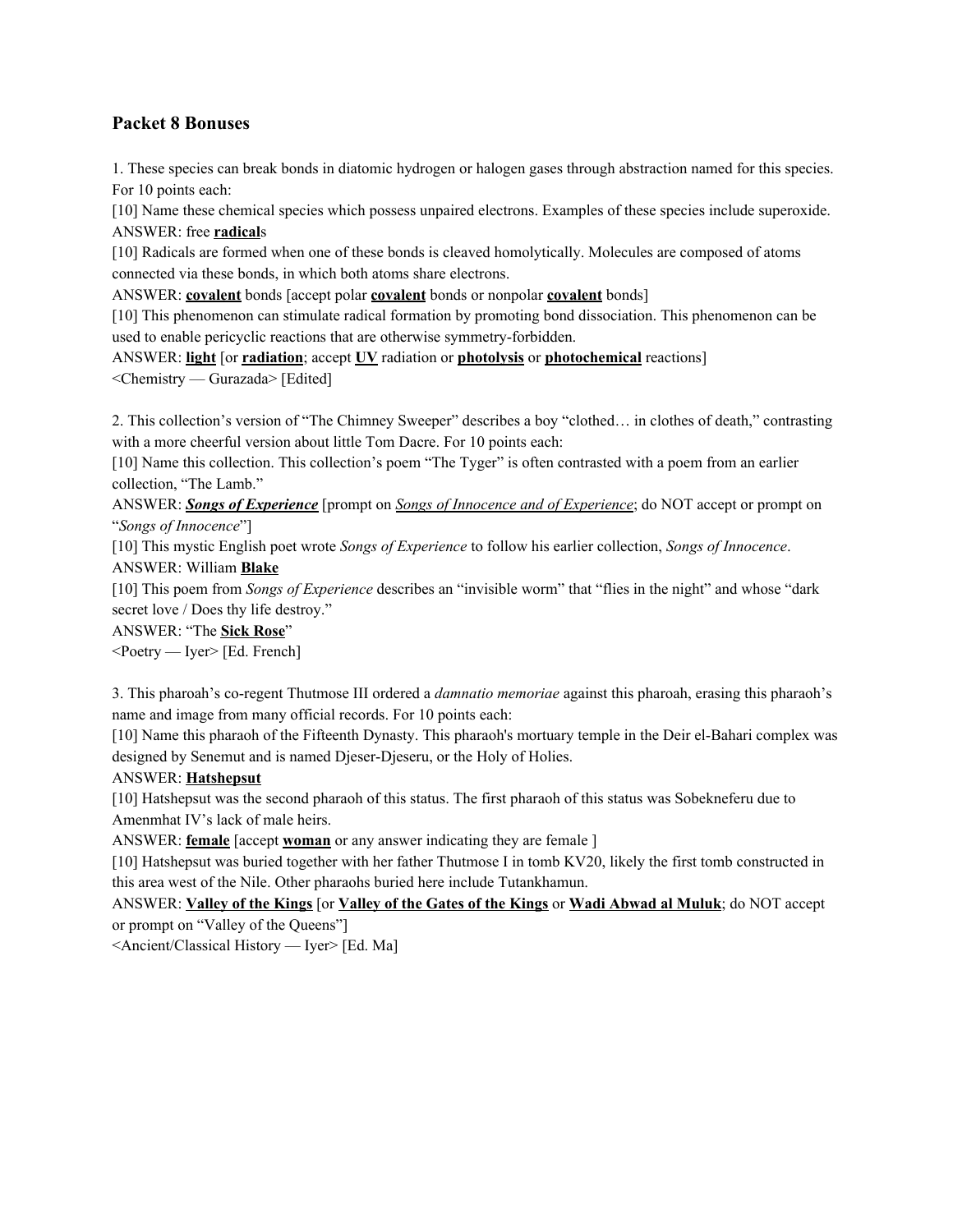## Packet 8 Bonuses

1. These species can break bonds in diatomic hydrogen or halogen gases through abstraction named for this species. For 10 points each:

[10] Name these chemical species which possess unpaired electrons. Examples of these species include superoxide.

ANSWER: free **<u>radical</u>**s

[10] Radicals are formed when one of these bonds is cleaved homolytically. Molecules are composed of atoms connected via these bonds, in which both atoms share electrons.

ANSWER: **<u>covalent</u>** bonds [accept polar **<u>covalent</u>** bonds or nonpolar **<u>covalent</u>** bonds]

[10] This phenomenon can stimulate radical formation by promoting bond dissociation. This phenomenon can be used to enable pericyclic reactions that are otherwise symmetry-forbidden.

ANSWER: **<u>light</u>** [or **<u>radiation</u>**; accept **<u>UV</u>** radiation or **<u>photolysis</u>** or **<u>photochemical</u>** reactions]

<Chemistry — Gurazada> [Edited]

2. This collection's version of "The Chimney Sweeper" describes a boy "clothed… in clothes of death," contrasting with a more cheerful version about little Tom Dacre. For 10 points each:

[10] Name this collection. This collection's poem "The Tyger" is often contrasted with a poem from an earlier collection, "The Lamb."

ANSWER: ***<u>Songs of Experience</u>*** [prompt on *<u>Songs of Innocence and of Experience</u>*; do NOT accept or prompt on "*Songs of Innocence*"]

[10] This mystic English poet wrote *Songs of Experience* to follow his earlier collection, *Songs of Innocence*.

ANSWER: William **<u>Blake</u>**

[10] This poem from *Songs of Experience* describes an "invisible worm" that "flies in the night" and whose "dark secret love / Does thy life destroy."

ANSWER: "The **<u>Sick Rose</u>**"

<Poetry — Iyer> [Ed. French]

3. This pharoah's co-regent Thutmose III ordered a *damnatio memoriae* against this pharoah, erasing this pharaoh's name and image from many official records. For 10 points each:

[10] Name this pharaoh of the Fifteenth Dynasty. This pharaoh's mortuary temple in the Deir el-Bahari complex was designed by Senemut and is named Djeser-Djeseru, or the Holy of Holies.

ANSWER: **<u>Hatshepsut</u>**

[10] Hatshepsut was the second pharaoh of this status. The first pharaoh of this status was Sobekneferu due to Amenmhat IV's lack of male heirs.

ANSWER: **<u>female</u>** [accept **<u>woman</u>** or any answer indicating they are female ]

[10] Hatshepsut was buried together with her father Thutmose I in tomb KV20, likely the first tomb constructed in this area west of the Nile. Other pharaohs buried here include Tutankhamun.

ANSWER: **<u>Valley of the Kings</u>** [or **<u>Valley of the Gates of the Kings</u>** or **<u>Wadi Abwad al Muluk</u>**; do NOT accept or prompt on "Valley of the Queens"]

<Ancient/Classical History — Iyer> [Ed. Ma]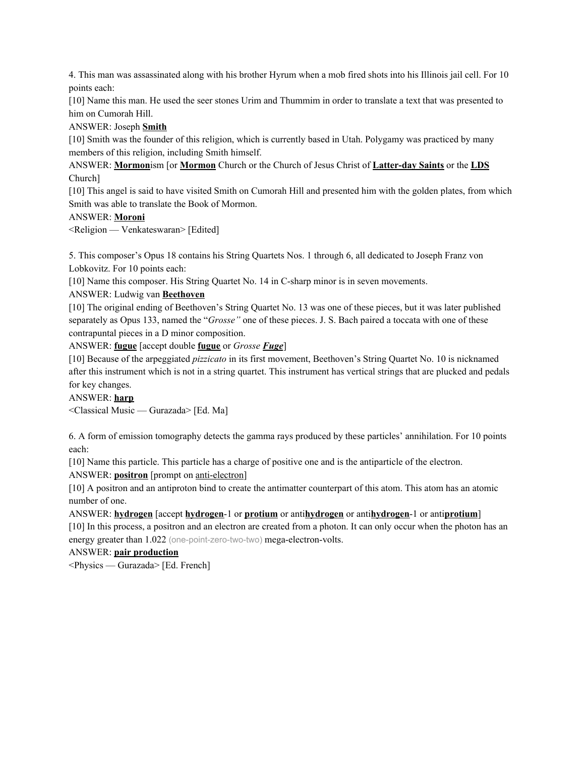4. This man was assassinated along with his brother Hyrum when a mob fired shots into his Illinois jail cell. For 10 points each:

[10] Name this man. He used the seer stones Urim and Thummim in order to translate a text that was presented to him on Cumorah Hill.

ANSWER: Joseph **Smith**

[10] Smith was the founder of this religion, which is currently based in Utah. Polygamy was practiced by many members of this religion, including Smith himself.

ANSWER: **Mormon**ism [or **Mormon** Church or the Church of Jesus Christ of **Latter-day Saints** or the **LDS** Church]

[10] This angel is said to have visited Smith on Cumorah Hill and presented him with the golden plates, from which Smith was able to translate the Book of Mormon.

ANSWER: **Moroni**

<Religion — Venkateswaran> [Edited]

5. This composer's Opus 18 contains his String Quartets Nos. 1 through 6, all dedicated to Joseph Franz von Lobkovitz. For 10 points each:

[10] Name this composer. His String Quartet No. 14 in C-sharp minor is in seven movements.

ANSWER: Ludwig van **Beethoven**

[10] The original ending of Beethoven's String Quartet No. 13 was one of these pieces, but it was later published separately as Opus 133, named the "*Grosse"* one of these pieces. J. S. Bach paired a toccata with one of these contrapuntal pieces in a D minor composition.

ANSWER: **fugue** [accept double **fugue** or *Grosse **Fuge***]

[10] Because of the arpeggiated *pizzicato* in its first movement, Beethoven's String Quartet No. 10 is nicknamed after this instrument which is not in a string quartet. This instrument has vertical strings that are plucked and pedals for key changes.

ANSWER: **harp**

<Classical Music — Gurazada> [Ed. Ma]

6. A form of emission tomography detects the gamma rays produced by these particles' annihilation. For 10 points each:

[10] Name this particle. This particle has a charge of positive one and is the antiparticle of the electron.

ANSWER: **positron** [prompt on anti-electron]

[10] A positron and an antiproton bind to create the antimatter counterpart of this atom. This atom has an atomic number of one.

ANSWER: **hydrogen** [accept **hydrogen**-1 or **protium** or anti**hydrogen** or anti**hydrogen**-1 or anti**protium**]

[10] In this process, a positron and an electron are created from a photon. It can only occur when the photon has an energy greater than 1.022 (one-point-zero-two-two) mega-electron-volts.

ANSWER: **pair production**

<Physics — Gurazada> [Ed. French]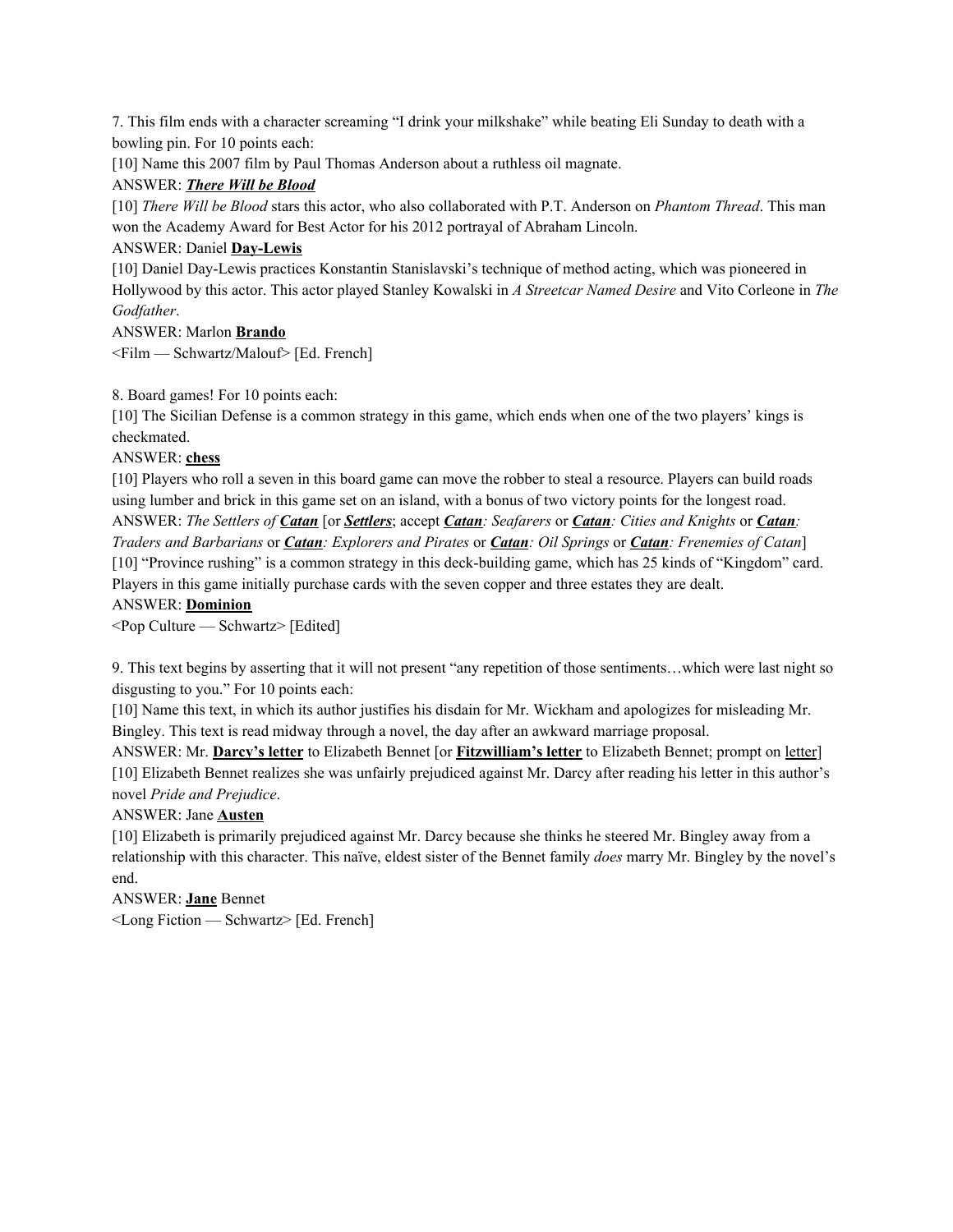7. This film ends with a character screaming "I drink your milkshake" while beating Eli Sunday to death with a bowling pin. For 10 points each:

[10] Name this 2007 film by Paul Thomas Anderson about a ruthless oil magnate.

ANSWER: ***There Will be Blood***

[10] *There Will be Blood* stars this actor, who also collaborated with P.T. Anderson on *Phantom Thread*. This man won the Academy Award for Best Actor for his 2012 portrayal of Abraham Lincoln.

ANSWER: Daniel **Day-Lewis**

[10] Daniel Day-Lewis practices Konstantin Stanislavski's technique of method acting, which was pioneered in Hollywood by this actor. This actor played Stanley Kowalski in *A Streetcar Named Desire* and Vito Corleone in *The Godfather*.

ANSWER: Marlon **Brando**

<Film — Schwartz/Malouf> [Ed. French]

8. Board games! For 10 points each:

[10] The Sicilian Defense is a common strategy in this game, which ends when one of the two players' kings is checkmated.

ANSWER: **chess**

[10] Players who roll a seven in this board game can move the robber to steal a resource. Players can build roads using lumber and brick in this game set on an island, with a bonus of two victory points for the longest road.

ANSWER: *The Settlers of **Catan*** [or ***Settlers***; accept ***Catan**: Seafarers* or ***Catan**: Cities and Knights* or ***Catan**: Traders and Barbarians* or ***Catan**: Explorers and Pirates* or ***Catan**: Oil Springs* or ***Catan**: Frenemies of Catan*]

[10] "Province rushing" is a common strategy in this deck-building game, which has 25 kinds of "Kingdom" card. Players in this game initially purchase cards with the seven copper and three estates they are dealt.

ANSWER: **Dominion**

<Pop Culture — Schwartz> [Edited]

9. This text begins by asserting that it will not present "any repetition of those sentiments…which were last night so disgusting to you." For 10 points each:

[10] Name this text, in which its author justifies his disdain for Mr. Wickham and apologizes for misleading Mr. Bingley. This text is read midway through a novel, the day after an awkward marriage proposal.

ANSWER: Mr. **Darcy's letter** to Elizabeth Bennet [or **Fitzwilliam's letter** to Elizabeth Bennet; prompt on letter]

[10] Elizabeth Bennet realizes she was unfairly prejudiced against Mr. Darcy after reading his letter in this author's novel *Pride and Prejudice*.

ANSWER: Jane **Austen**

[10] Elizabeth is primarily prejudiced against Mr. Darcy because she thinks he steered Mr. Bingley away from a relationship with this character. This naïve, eldest sister of the Bennet family *does* marry Mr. Bingley by the novel's end.

ANSWER: **Jane** Bennet

<Long Fiction — Schwartz> [Ed. French]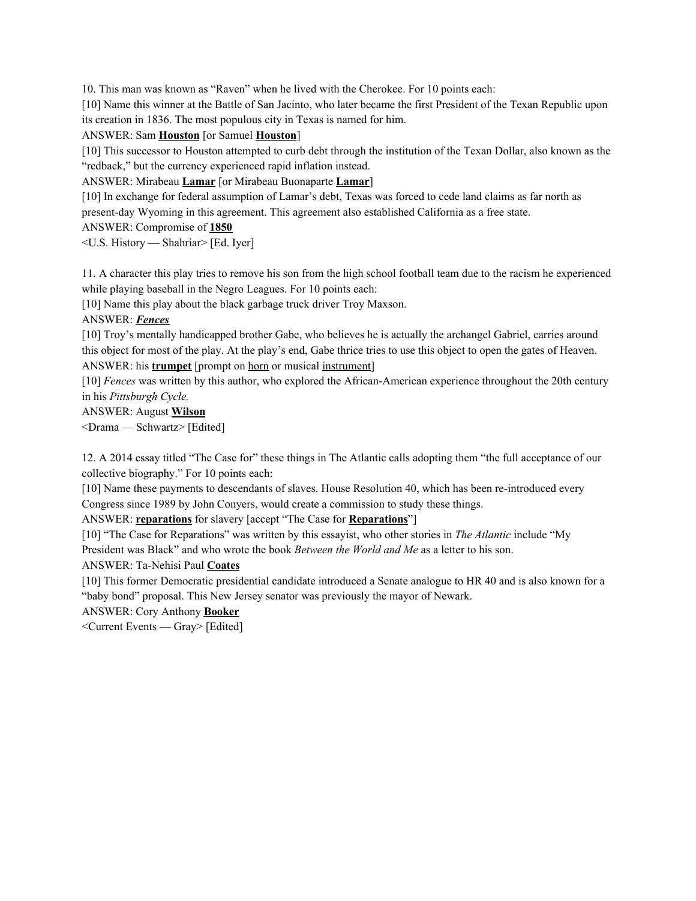10. This man was known as "Raven" when he lived with the Cherokee. For 10 points each:

[10] Name this winner at the Battle of San Jacinto, who later became the first President of the Texan Republic upon its creation in 1836. The most populous city in Texas is named for him.

ANSWER: Sam **Houston** [or Samuel **Houston**]

[10] This successor to Houston attempted to curb debt through the institution of the Texan Dollar, also known as the "redback," but the currency experienced rapid inflation instead.

ANSWER: Mirabeau **Lamar** [or Mirabeau Buonaparte **Lamar**]

[10] In exchange for federal assumption of Lamar's debt, Texas was forced to cede land claims as far north as present-day Wyoming in this agreement. This agreement also established California as a free state.

ANSWER: Compromise of **1850**

<U.S. History — Shahriar> [Ed. Iyer]

11. A character this play tries to remove his son from the high school football team due to the racism he experienced while playing baseball in the Negro Leagues. For 10 points each:

[10] Name this play about the black garbage truck driver Troy Maxson.

ANSWER: ***Fences***

[10] Troy's mentally handicapped brother Gabe, who believes he is actually the archangel Gabriel, carries around this object for most of the play. At the play's end, Gabe thrice tries to use this object to open the gates of Heaven.

ANSWER: his **trumpet** [prompt on horn or musical instrument]

[10] *Fences* was written by this author, who explored the African-American experience throughout the 20th century in his *Pittsburgh Cycle.*

ANSWER: August **Wilson**

<Drama — Schwartz> [Edited]

12. A 2014 essay titled "The Case for" these things in The Atlantic calls adopting them "the full acceptance of our collective biography." For 10 points each:

[10] Name these payments to descendants of slaves. House Resolution 40, which has been re-introduced every Congress since 1989 by John Conyers, would create a commission to study these things.

ANSWER: **reparations** for slavery [accept "The Case for **Reparations**"]

[10] "The Case for Reparations" was written by this essayist, who other stories in *The Atlantic* include "My President was Black" and who wrote the book *Between the World and Me* as a letter to his son.

ANSWER: Ta-Nehisi Paul **Coates**

[10] This former Democratic presidential candidate introduced a Senate analogue to HR 40 and is also known for a "baby bond" proposal. This New Jersey senator was previously the mayor of Newark.

ANSWER: Cory Anthony **Booker**

<Current Events — Gray> [Edited]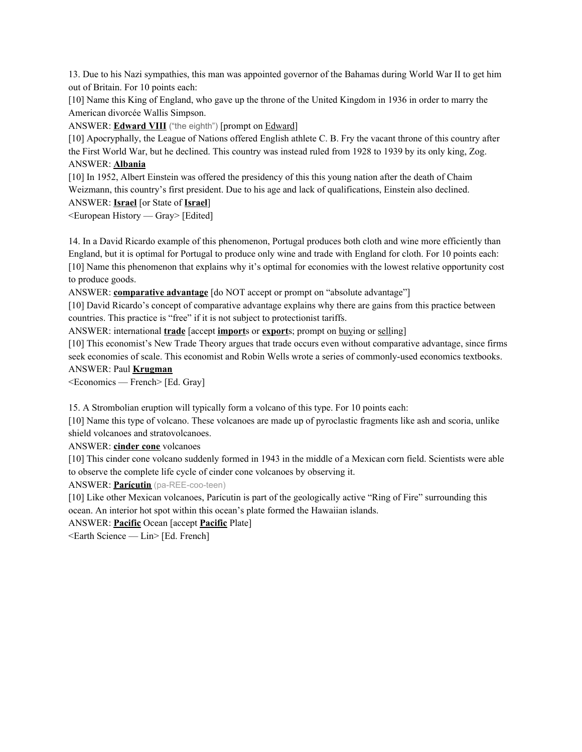13. Due to his Nazi sympathies, this man was appointed governor of the Bahamas during World War II to get him out of Britain. For 10 points each:

[10] Name this King of England, who gave up the throne of the United Kingdom in 1936 in order to marry the American divorcée Wallis Simpson.

ANSWER: **<u>Edward VIII</u>** ("the eighth") [prompt on <u>Edward</u>]

[10] Apocryphally, the League of Nations offered English athlete C. B. Fry the vacant throne of this country after the First World War, but he declined. This country was instead ruled from 1928 to 1939 by its only king, Zog.

ANSWER: **<u>Albania</u>**

[10] In 1952, Albert Einstein was offered the presidency of this this young nation after the death of Chaim Weizmann, this country's first president. Due to his age and lack of qualifications, Einstein also declined.

ANSWER: **<u>Israel</u>** [or State of **<u>Israel</u>**]

<European History — Gray> [Edited]

14. In a David Ricardo example of this phenomenon, Portugal produces both cloth and wine more efficiently than England, but it is optimal for Portugal to produce only wine and trade with England for cloth. For 10 points each:

[10] Name this phenomenon that explains why it's optimal for economies with the lowest relative opportunity cost to produce goods.

ANSWER: **<u>comparative advantage</u>** [do NOT accept or prompt on "absolute advantage"]

[10] David Ricardo's concept of comparative advantage explains why there are gains from this practice between countries. This practice is "free" if it is not subject to protectionist tariffs.

ANSWER: international **<u>trade</u>** [accept **<u>import</u>**s or **<u>export</u>**s; prompt on <u>buy</u>ing or <u>sell</u>ing]

[10] This economist's New Trade Theory argues that trade occurs even without comparative advantage, since firms seek economies of scale. This economist and Robin Wells wrote a series of commonly-used economics textbooks.

ANSWER: Paul **<u>Krugman</u>**

<Economics — French> [Ed. Gray]

15. A Strombolian eruption will typically form a volcano of this type. For 10 points each:

[10] Name this type of volcano. These volcanoes are made up of pyroclastic fragments like ash and scoria, unlike shield volcanoes and stratovolcanoes.

ANSWER: **<u>cinder cone</u>** volcanoes

[10] This cinder cone volcano suddenly formed in 1943 in the middle of a Mexican corn field. Scientists were able to observe the complete life cycle of cinder cone volcanoes by observing it.

ANSWER: **<u>Parícutin</u>** (pa-REE-coo-teen)

[10] Like other Mexican volcanoes, Parícutin is part of the geologically active "Ring of Fire" surrounding this ocean. An interior hot spot within this ocean's plate formed the Hawaiian islands.

ANSWER: **<u>Pacific</u>** Ocean [accept **<u>Pacific</u>** Plate]

<Earth Science — Lin> [Ed. French]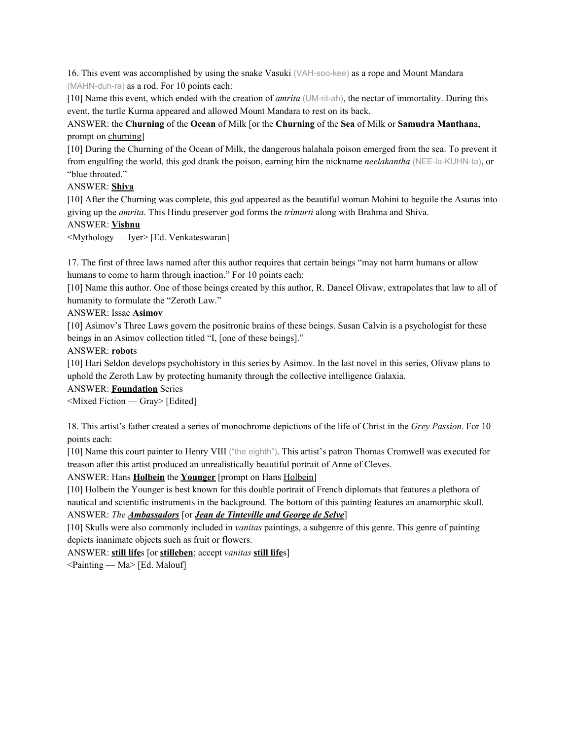16. This event was accomplished by using the snake Vasuki (VAH-soo-kee) as a rope and Mount Mandara (MAHN-duh-ra) as a rod. For 10 points each:

[10] Name this event, which ended with the creation of *amrita* (UM-rit-ah), the nectar of immortality. During this event, the turtle Kurma appeared and allowed Mount Mandara to rest on its back.

ANSWER: the **Churning** of the **Ocean** of Milk [or the **Churning** of the **Sea** of Milk or **Samudra Manthan**a, prompt on churning]

[10] During the Churning of the Ocean of Milk, the dangerous halahala poison emerged from the sea. To prevent it from engulfing the world, this god drank the poison, earning him the nickname *neelakantha* (NEE-la-KUHN-ta), or "blue throated."

ANSWER: **Shiva**

[10] After the Churning was complete, this god appeared as the beautiful woman Mohini to beguile the Asuras into giving up the *amrita*. This Hindu preserver god forms the *trimurti* along with Brahma and Shiva.

ANSWER: **Vishnu**

<Mythology — Iyer> [Ed. Venkateswaran]

17. The first of three laws named after this author requires that certain beings "may not harm humans or allow humans to come to harm through inaction." For 10 points each:

[10] Name this author. One of those beings created by this author, R. Daneel Olivaw, extrapolates that law to all of humanity to formulate the "Zeroth Law."

ANSWER: Issac **Asimov**

[10] Asimov's Three Laws govern the positronic brains of these beings. Susan Calvin is a psychologist for these beings in an Asimov collection titled "I, [one of these beings]."

ANSWER: **robot**s

[10] Hari Seldon develops psychohistory in this series by Asimov. In the last novel in this series, Olivaw plans to uphold the Zeroth Law by protecting humanity through the collective intelligence Galaxia.

ANSWER: **Foundation** Series

<Mixed Fiction — Gray> [Edited]

18. This artist's father created a series of monochrome depictions of the life of Christ in the *Grey Passion*. For 10 points each:

[10] Name this court painter to Henry VIII ("the eighth"). This artist's patron Thomas Cromwell was executed for treason after this artist produced an unrealistically beautiful portrait of Anne of Cleves.

ANSWER: Hans **Holbein** the **Younger** [prompt on Hans Holbein]

[10] Holbein the Younger is best known for this double portrait of French diplomats that features a plethora of nautical and scientific instruments in the background. The bottom of this painting features an anamorphic skull.

ANSWER: *The* ***Ambassadors*** [or ***Jean de Tinteville and George de Selve***]

[10] Skulls were also commonly included in *vanitas* paintings, a subgenre of this genre. This genre of painting depicts inanimate objects such as fruit or flowers.

ANSWER: **still life**s [or **stilleben**; accept *vanitas* **still life**s]

<Painting — Ma> [Ed. Malouf]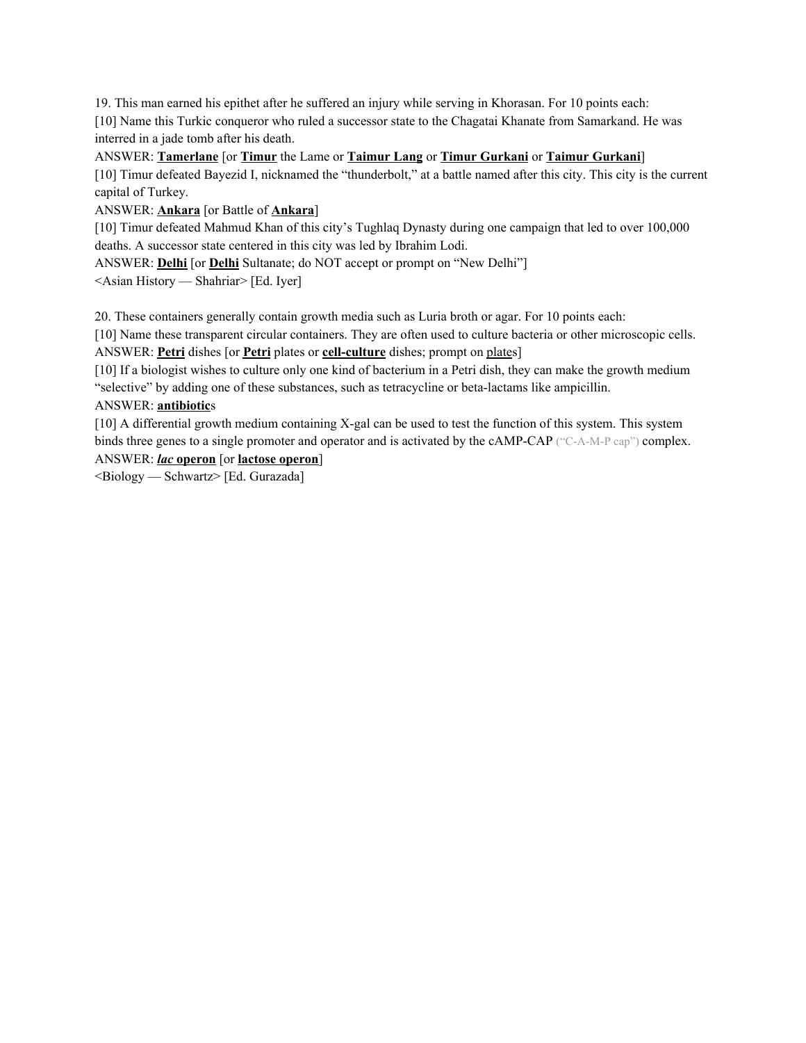19. This man earned his epithet after he suffered an injury while serving in Khorasan. For 10 points each:

[10] Name this Turkic conqueror who ruled a successor state to the Chagatai Khanate from Samarkand. He was interred in a jade tomb after his death.

ANSWER: **Tamerlane** [or **Timur** the Lame or **Taimur Lang** or **Timur Gurkani** or **Taimur Gurkani**]

[10] Timur defeated Bayezid I, nicknamed the "thunderbolt," at a battle named after this city. This city is the current capital of Turkey.

ANSWER: **Ankara** [or Battle of **Ankara**]

[10] Timur defeated Mahmud Khan of this city's Tughlaq Dynasty during one campaign that led to over 100,000 deaths. A successor state centered in this city was led by Ibrahim Lodi.

ANSWER: **Delhi** [or **Delhi** Sultanate; do NOT accept or prompt on "New Delhi"]

<Asian History — Shahriar> [Ed. Iyer]

20. These containers generally contain growth media such as Luria broth or agar. For 10 points each:

[10] Name these transparent circular containers. They are often used to culture bacteria or other microscopic cells.

ANSWER: **Petri** dishes [or **Petri** plates or **cell-culture** dishes; prompt on plates]

[10] If a biologist wishes to culture only one kind of bacterium in a Petri dish, they can make the growth medium "selective" by adding one of these substances, such as tetracycline or beta-lactams like ampicillin.

ANSWER: **antibiotic**s

[10] A differential growth medium containing X-gal can be used to test the function of this system. This system binds three genes to a single promoter and operator and is activated by the cAMP-CAP ("C-A-M-P cap") complex.

ANSWER: ***lac* operon** [or **lactose operon**]

<Biology — Schwartz> [Ed. Gurazada]